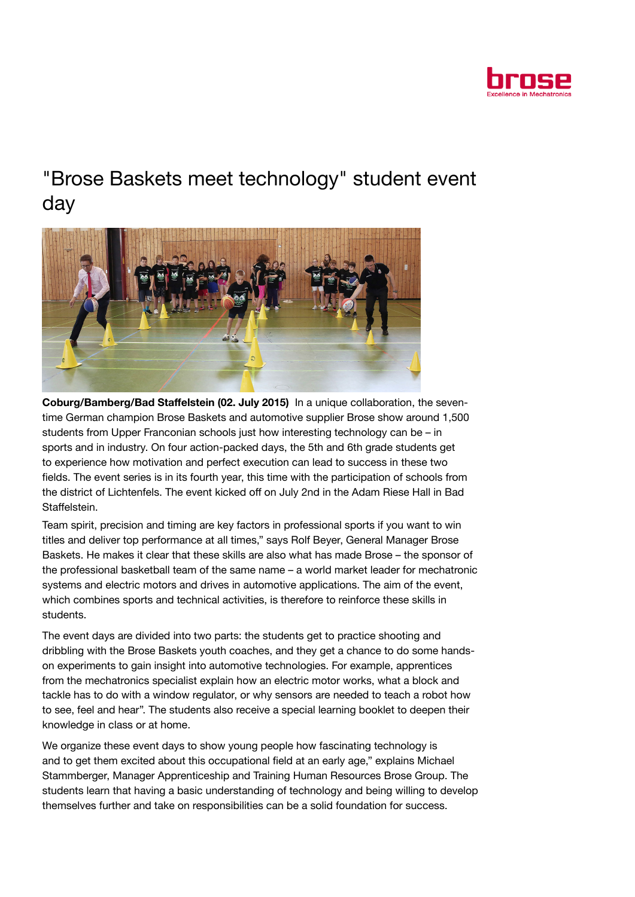# "Brose Baskets meet technology" student event day

**Coburg/Bamberg/Bad Staffelstein (02. July 2015)** In a unique collaboration, the seven-time German champion Brose Baskets and automotive supplier Brose show around 1,500 students from Upper Franconian schools just how interesting technology can be – in sports and in industry. On four action-packed days, the 5th and 6th grade students get to experience how motivation and perfect execution can lead to success in these two fields. The event series is in its fourth year, this time with the participation of schools from the district of Lichtenfels. The event kicked off on July 2nd in the Adam Riese Hall in Bad Staffelstein.

Team spirit, precision and timing are key factors in professional sports if you want to win titles and deliver top performance at all times," says Rolf Beyer, General Manager Brose Baskets. He makes it clear that these skills are also what has made Brose – the sponsor of the professional basketball team of the same name – a world market leader for mechatronic systems and electric motors and drives in automotive applications. The aim of the event, which combines sports and technical activities, is therefore to reinforce these skills in students.

The event days are divided into two parts: the students get to practice shooting and dribbling with the Brose Baskets youth coaches, and they get a chance to do some hands-on experiments to gain insight into automotive technologies. For example, apprentices from the mechatronics specialist explain how an electric motor works, what a block and tackle has to do with a window regulator, or why sensors are needed to teach a robot how to see, feel and hear". The students also receive a special learning booklet to deepen their knowledge in class or at home.

We organize these event days to show young people how fascinating technology is and to get them excited about this occupational field at an early age," explains Michael Stammberger, Manager Apprenticeship and Training Human Resources Brose Group. The students learn that having a basic understanding of technology and being willing to develop themselves further and take on responsibilities can be a solid foundation for success.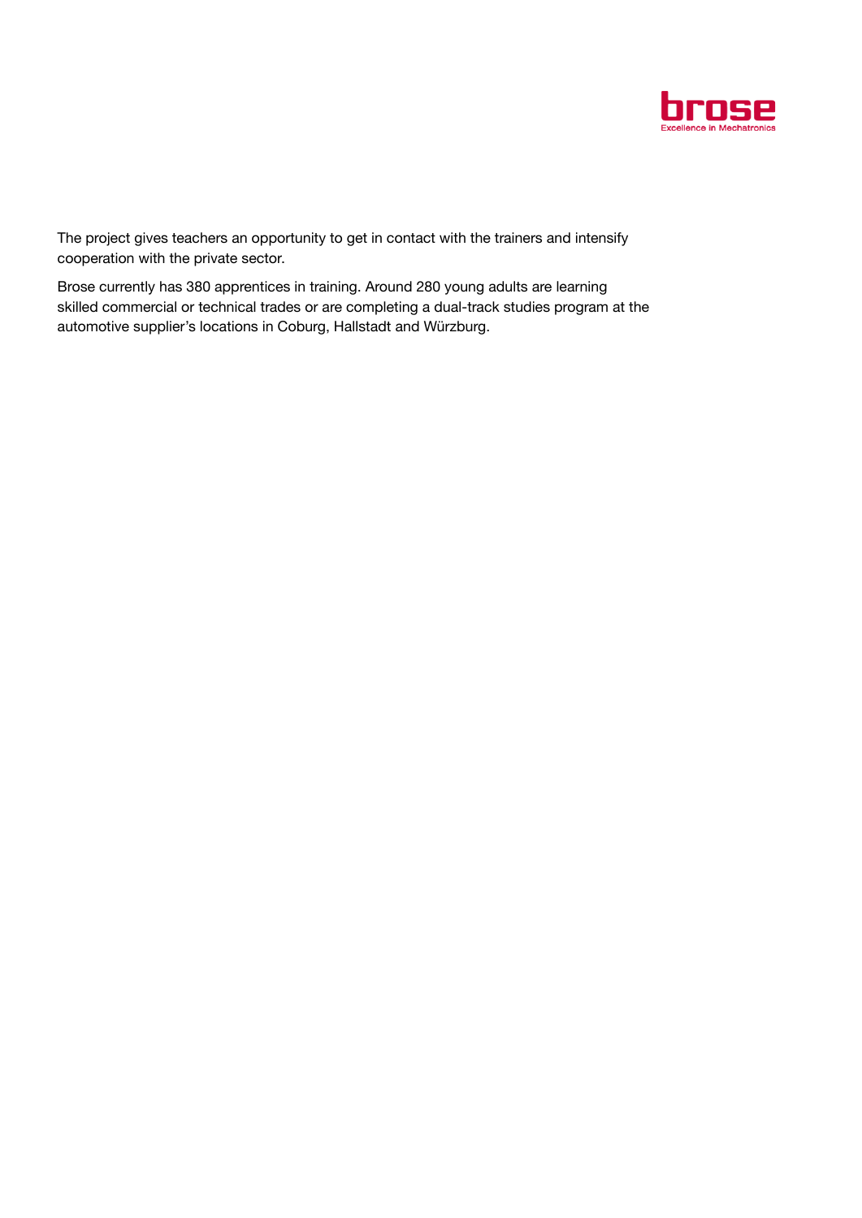The project gives teachers an opportunity to get in contact with the trainers and intensify cooperation with the private sector.

Brose currently has 380 apprentices in training. Around 280 young adults are learning skilled commercial or technical trades or are completing a dual-track studies program at the automotive supplier's locations in Coburg, Hallstadt and Würzburg.